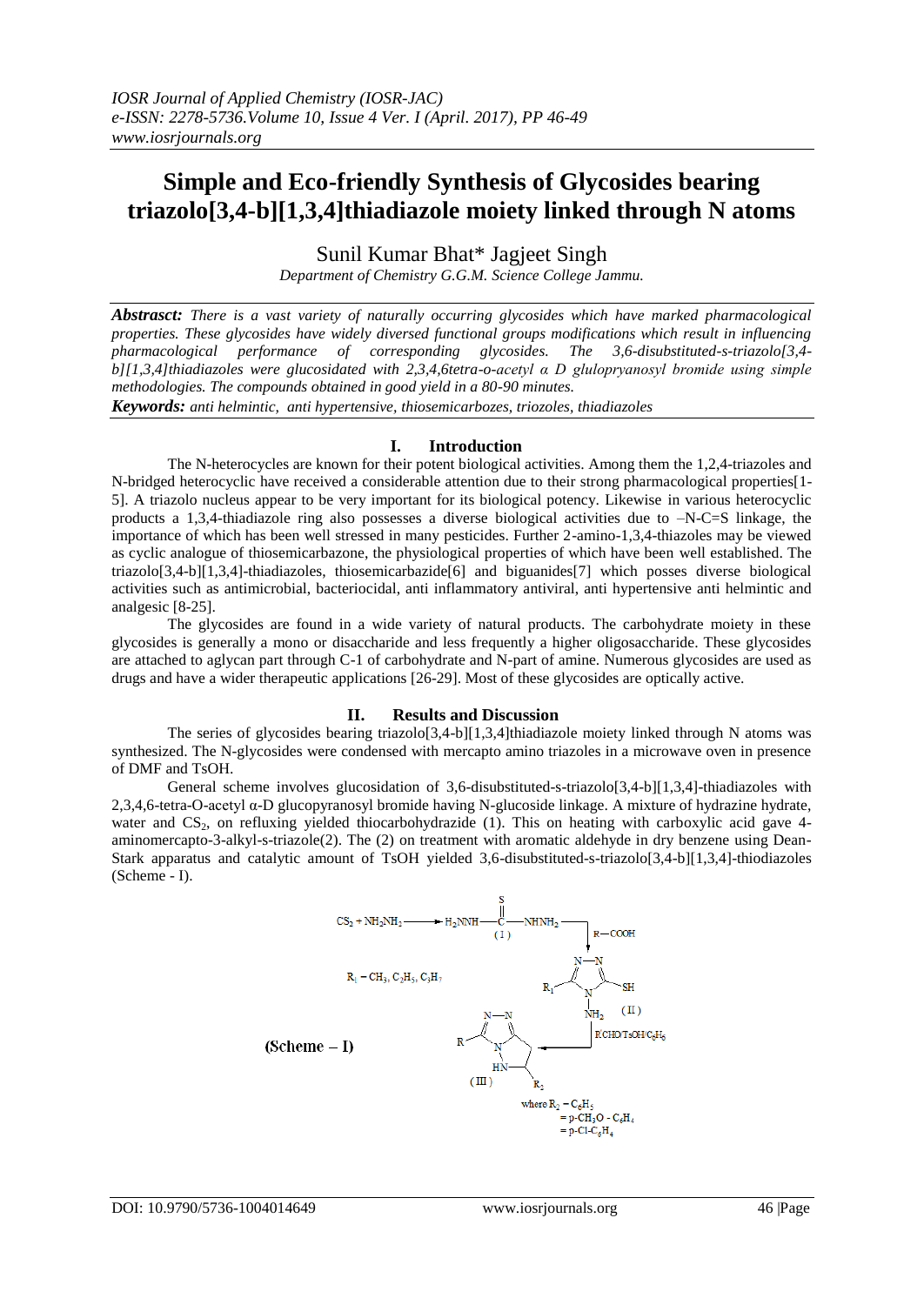# Simple and Eco-friendly Synthesis of Glycosides bearing triazolo[3,4-b][1,3,4]thiadiazole moiety linked through N atoms

Sunil Kumar Bhat* Jagjeet Singh

*Department of Chemistry G.G.M. Science College Jammu.*

***Abstrasct:*** *There is a vast variety of naturally occurring glycosides which have marked pharmacological properties. These glycosides have widely diversed functional groups modifications which result in influencing pharmacological performance of corresponding glycosides. The 3,6-disubstituted-s-triazolo[3,4-b][1,3,4]thiadiazoles were glucosidated with 2,3,4,6tetra-o-acetyl α D glulopryanosyl bromide using simple methodologies. The compounds obtained in good yield in a 80-90 minutes.*

***Keywords:*** *anti helmintic, anti hypertensive, thiosemicarbozes, triozoles, thiadiazoles*

## I. Introduction

The N-heterocycles are known for their potent biological activities. Among them the 1,2,4-triazoles and N-bridged heterocyclic have received a considerable attention due to their strong pharmacological properties[1-5]. A triazolo nucleus appear to be very important for its biological potency. Likewise in various heterocyclic products a 1,3,4-thiadiazole ring also possesses a diverse biological activities due to –N-C=S linkage, the importance of which has been well stressed in many pesticides. Further 2-amino-1,3,4-thiazoles may be viewed as cyclic analogue of thiosemicarbazone, the physiological properties of which have been well established. The triazolo[3,4-b][1,3,4]-thiadiazoles, thiosemicarbazide[6] and biguanides[7] which posses diverse biological activities such as antimicrobial, bacteriocidal, anti inflammatory antiviral, anti hypertensive anti helmintic and analgesic [8-25].

The glycosides are found in a wide variety of natural products. The carbohydrate moiety in these glycosides is generally a mono or disaccharide and less frequently a higher oligosaccharide. These glycosides are attached to aglycan part through C-1 of carbohydrate and N-part of amine. Numerous glycosides are used as drugs and have a wider therapeutic applications [26-29]. Most of these glycosides are optically active.

## II. Results and Discussion

The series of glycosides bearing triazolo[3,4-b][1,3,4]thiadiazole moiety linked through N atoms was synthesized. The N-glycosides were condensed with mercapto amino triazoles in a microwave oven in presence of DMF and TsOH.

General scheme involves glucosidation of 3,6-disubstituted-s-triazolo[3,4-b][1,3,4]-thiadiazoles with 2,3,4,6-tetra-O-acetyl α-D glucopyranosyl bromide having N-glucoside linkage. A mixture of hydrazine hydrate, water and $CS_2$, on refluxing yielded thiocarbohydrazide (1). This on heating with carboxylic acid gave 4-aminomercapto-3-alkyl-s-triazole(2). The (2) on treatment with aromatic aldehyde in dry benzene using Dean-Stark apparatus and catalytic amount of TsOH yielded 3,6-disubstituted-s-triazolo[3,4-b][1,3,4]-thiodiazoles (Scheme - I).

$CS_2 + NH_2NH_2 \rightarrow H_2NNH-C(=S)-NHNH_2$ (I) $\xrightarrow{R-COOH}$ (II) $\xrightarrow{RCHO/TsOH/C_6H_6}$ (III)

$R_1 = CH_3, C_2H_5, C_3H_7$

where $R_2 = C_6H_5$, $= p\text{-}CH_3O\text{-}C_6H_4$, $= p\text{-}Cl\text{-}C_6H_4$

(Scheme – I)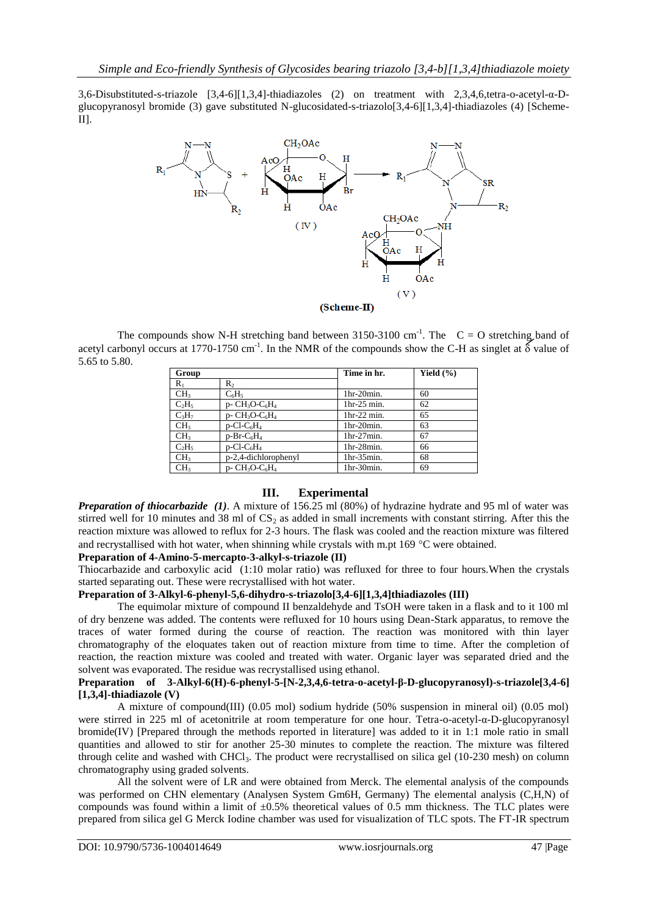3,6-Disubstituted-s-triazole [3,4-6][1,3,4]-thiadiazoles (2) on treatment with 2,3,4,6,tetra-o-acetyl-α-D-glucopyranosyl bromide (3) gave substituted N-glucosidated-s-triazolo[3,4-6][1,3,4]-thiadiazoles (4) [Scheme-II].

(Scheme-II)

The compounds show N-H stretching band between 3150-3100 $cm^{-1}$. The C = O stretching band of acetyl carbonyl occurs at 1770-1750 $cm^{-1}$. In the NMR of the compounds show the C-H as singlet at δ value of 5.65 to 5.80.

| Group | | Time in hr. | Yield (%) |
|---|---|---|---|
| $R_1$ | $R_2$ | | |
| $CH_3$ | $C_6H_5$ | 1hr-20min. | 60 |
| $C_2H_5$ | p- $CH_3O$-$C_6H_4$ | 1hr-25 min. | 62 |
| $C_3H_7$ | p- $CH_3O$-$C_6H_4$ | 1hr-22 min. | 65 |
| $CH_3$ | p-Cl-$C_6H_4$ | 1hr-20min. | 63 |
| $CH_3$ | p-Br-$C_6H_4$ | 1hr-27min. | 67 |
| $C_2H_5$ | p-Cl-$C_6H_4$ | 1hr-28min. | 66 |
| $CH_3$ | p-2,4-dichlorophenyl | 1hr-35min. | 68 |
| $CH_3$ | p- $CH_3O$-$C_6H_4$ | 1hr-30min. | 69 |

## III. Experimental

***Preparation of thiocarbazide (1)***. A mixture of 156.25 ml (80%) of hydrazine hydrate and 95 ml of water was stirred well for 10 minutes and 38 ml of $CS_2$ as added in small increments with constant stirring. After this the reaction mixture was allowed to reflux for 2-3 hours. The flask was cooled and the reaction mixture was filtered and recrystallised with hot water, when shinning while crystals with m.pt 169 °C were obtained.

**Preparation of 4-Amino-5-mercapto-3-alkyl-s-triazole (II)**

Thiocarbazide and carboxylic acid (1:10 molar ratio) was refluxed for three to four hours.When the crystals started separating out. These were recrystallised with hot water.

**Preparation of 3-Alkyl-6-phenyl-5,6-dihydro-s-triazolo[3,4-6][1,3,4]thiadiazoles (III)**

The equimolar mixture of compound II benzaldehyde and TsOH were taken in a flask and to it 100 ml of dry benzene was added. The contents were refluxed for 10 hours using Dean-Stark apparatus, to remove the traces of water formed during the course of reaction. The reaction was monitored with thin layer chromatography of the eloquates taken out of reaction mixture from time to time. After the completion of reaction, the reaction mixture was cooled and treated with water. Organic layer was separated dried and the solvent was evaporated. The residue was recrystallised using ethanol.

**Preparation of 3-Alkyl-6(H)-6-phenyl-5-[N-2,3,4,6-tetra-o-acetyl-β-D-glucopyranosyl)-s-triazole[3,4-6][1,3,4]-thiadiazole (V)**

A mixture of compound(III) (0.05 mol) sodium hydride (50% suspension in mineral oil) (0.05 mol) were stirred in 225 ml of acetonitrile at room temperature for one hour. Tetra-o-acetyl-α-D-glucopyranosyl bromide(IV) [Prepared through the methods reported in literature] was added to it in 1:1 mole ratio in small quantities and allowed to stir for another 25-30 minutes to complete the reaction. The mixture was filtered through celite and washed with $CHCl_3$. The product were recrystallised on silica gel (10-230 mesh) on column chromatography using graded solvents.

All the solvent were of LR and were obtained from Merck. The elemental analysis of the compounds was performed on CHN elementary (Analysen System Gm6H, Germany) The elemental analysis (C,H,N) of compounds was found within a limit of ±0.5% theoretical values of 0.5 mm thickness. The TLC plates were prepared from silica gel G Merck Iodine chamber was used for visualization of TLC spots. The FT-IR spectrum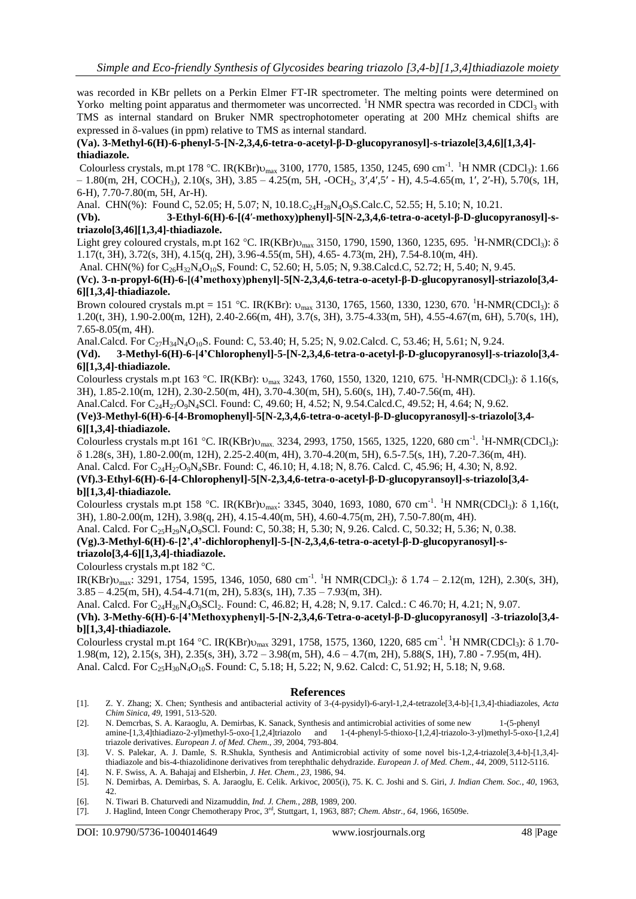was recorded in KBr pellets on a Perkin Elmer FT-IR spectrometer. The melting points were determined on Yorko melting point apparatus and thermometer was uncorrected. $^{1}H$ NMR spectra was recorded in $CDCl_3$ with TMS as internal standard on Bruker NMR spectrophotometer operating at 200 MHz chemical shifts are expressed in δ-values (in ppm) relative to TMS as internal standard.

**(Va). 3-Methyl-6(H)-6-phenyl-5-[N-2,3,4,6-tetra-o-acetyl-β-D-glucopyranosyl]-s-triazole[3,4,6][1,3,4]-thiadiazole.**

Colourless crystals, m.pt 178 °C. IR(KBr)$\upsilon_{max}$ 3100, 1770, 1585, 1350, 1245, 690 $cm^{-1}$. $^{1}H$ NMR ($CDCl_3$): 1.66 – 1.80(m, 2H, $COCH_3$), 2.10(s, 3H), 3.85 – 4.25(m, 5H, -$OCH_2$, 3′,4′,5′ - H), 4.5-4.65(m, 1′, 2′-H), 5.70(s, 1H, 6-H), 7.70-7.80(m, 5H, Ar-H).

Anal. CHN(%): Found C, 52.05; H, 5.07; N, 10.18.$C_{24}H_{28}N_4O_9S$.Calc.C, 52.55; H, 5.10; N, 10.21.

**(Vb). 3-Ethyl-6(H)-6-[(4′-methoxy)phenyl]-5[N-2,3,4,6-tetra-o-acetyl-β-D-glucopyranosyl]-s-triazolo[3,46][1,3,4]-thiadiazole.**

Light grey coloured crystals, m.pt 162 °C. IR(KBr)$\upsilon_{max}$ 3150, 1790, 1590, 1360, 1235, 695. $^{1}H$-NMR($CDCl_3$): δ 1.17(t, 3H), 3.72(s, 3H), 4.15(q, 2H), 3.96-4.55(m, 5H), 4.65- 4.73(m, 2H), 7.54-8.10(m, 4H).

Anal. CHN(%) for $C_{26}H_{32}N_4O_{10}S$, Found: C, 52.60; H, 5.05; N, 9.38.Calcd.C, 52.72; H, 5.40; N, 9.45.

**(Vc). 3-n-propyl-6(H)-6-[(4'methoxy)phenyl]-5[N-2,3,4,6-tetra-o-acetyl-β-D-glucopyranosyl]-striazolo[3,4-6][1,3,4]-thiadiazole.**

Brown coloured crystals m.pt = 151 °C. IR(KBr): $\upsilon_{max}$ 3130, 1765, 1560, 1330, 1230, 670. $^{1}H$-NMR($CDCl_3$): δ 1.20(t, 3H), 1.90-2.00(m, 12H), 2.40-2.66(m, 4H), 3.7(s, 3H), 3.75-4.33(m, 5H), 4.55-4.67(m, 6H), 5.70(s, 1H), 7.65-8.05(m, 4H).

Anal.Calcd. For $C_{27}H_{34}N_4O_{10}S$. Found: C, 53.40; H, 5.25; N, 9.02.Calcd. C, 53.46; H, 5.61; N, 9.24.

**(Vd). 3-Methyl-6(H)-6-[4'Chlorophenyl]-5-[N-2,3,4,6-tetra-o-acetyl-β-D-glucopyranosyl]-s-triazolo[3,4-6][1,3,4]-thiadiazole.**

Colourless crystals m.pt 163 °C. IR(KBr): $\upsilon_{max}$ 3243, 1760, 1550, 1320, 1210, 675. $^{1}H$-NMR($CDCl_3$): δ 1.16(s, 3H), 1.85-2.10(m, 12H), 2.30-2.50(m, 4H), 3.70-4.30(m, 5H), 5.60(s, 1H), 7.40-7.56(m, 4H).

Anal.Calcd. For $C_{24}H_{27}O_9N_4SCl$. Found: C, 49.60; H, 4.52; N, 9.54.Calcd.C, 49.52; H, 4.64; N, 9.62.

**(Ve)3-Methyl-6(H)-6-[4-Bromophenyl]-5[N-2,3,4,6-tetra-o-acetyl-β-D-glucopyranosyl]-s-triazolo[3,4-6][1,3,4]-thiadiazole.**

Colourless crystals m.pt 161 °C. IR(KBr)$\upsilon_{max.}$ 3234, 2993, 1750, 1565, 1325, 1220, 680 $cm^{-1}$. $^{1}H$-NMR($CDCl_3$): δ 1.28(s, 3H), 1.80-2.00(m, 12H), 2.25-2.40(m, 4H), 3.70-4.20(m, 5H), 6.5-7.5(s, 1H), 7.20-7.36(m, 4H).

Anal. Calcd. For $C_{24}H_{27}O_9N_4SBr$. Found: C, 46.10; H, 4.18; N, 8.76. Calcd. C, 45.96; H, 4.30; N, 8.92.

**(Vf).3-Ethyl-6(H)-6-[4-Chlorophenyl]-5[N-2,3,4,6-tetra-o-acetyl-β-D-glucopyransoyl]-s-triazolo[3,4-b][1,3,4]-thiadiazole.**

Colourless crystals m.pt 158 °C. IR(KBr)$\upsilon_{max}$: 3345, 3040, 1693, 1080, 670 $cm^{-1}$. $^{1}H$ NMR($CDCl_3$): δ 1,16(t, 3H), 1.80-2.00(m, 12H), 3.98(q, 2H), 4.15-4.40(m, 5H), 4.60-4.75(m, 2H), 7.50-7.80(m, 4H).

Anal. Calcd. For $C_{25}H_{29}N_4O_9SCl$. Found: C, 50.38; H, 5.30; N, 9.26. Calcd. C, 50.32; H, 5.36; N, 0.38.

**(Vg).3-Methyl-6(H)-6-[2',4'-dichlorophenyl]-5-[N-2,3,4,6-tetra-o-acetyl-β-D-glucopyranosyl]-s-triazolo[3,4-6][1,3,4]-thiadiazole.**

Colourless crystals m.pt 182 °C.

IR(KBr)$\upsilon_{max}$: 3291, 1754, 1595, 1346, 1050, 680 $cm^{-1}$. $^{1}H$ NMR($CDCl_3$): δ 1.74 – 2.12(m, 12H), 2.30(s, 3H), 3.85 – 4.25(m, 5H), 4.54-4.71(m, 2H), 5.83(s, 1H), 7.35 – 7.93(m, 3H).

Anal. Calcd. For $C_{24}H_{26}N_4O_9SCl_2$. Found: C, 46.82; H, 4.28; N, 9.17. Calcd.: C 46.70; H, 4.21; N, 9.07.

**(Vh). 3-Methy-6(H)-6-[4'Methoxyphenyl]-5-[N-2,3,4,6-Tetra-o-acetyl-β-D-glucopyranosyl] -3-triazolo[3,4-b][1,3,4]-thiadiazole.**

Colourless crystal m.pt 164 °C. IR(KBr)$\upsilon_{max}$ 3291, 1758, 1575, 1360, 1220, 685 $cm^{-1}$. $^{1}H$ NMR($CDCl_3$): δ 1.70-1.98(m, 12), 2.15(s, 3H), 2.35(s, 3H), 3.72 – 3.98(m, 5H), 4.6 – 4.7(m, 2H), 5.88(S, 1H), 7.80 - 7.95(m, 4H).

Anal. Calcd. For $C_{25}H_{30}N_4O_{10}S$. Found: C, 5.18; H, 5.22; N, 9.62. Calcd: C, 51.92; H, 5.18; N, 9.68.

## References

[1]. Z. Y. Zhang; X. Chen; Synthesis and antibacterial activity of 3-(4-pysidyl)-6-aryl-1,2,4-tetrazole[3,4-b]-[1,3,4]-thiadiazoles, *Acta Chim Sinica*, *49*, 1991, 513-520.

[2]. N. Demcrbas, S. A. Karaoglu, A. Demirbas, K. Sanack, Synthesis and antimicrobial activities of some new 1-(5-phenyl amine-[1,3,4]thiadiazo-2-yl)methyl-5-oxo-[1,2,4]triazolo and 1-(4-phenyl-5-thioxo-[1,2,4]-triazolo-3-yl)methyl-5-oxo-[1,2,4] triazole derivatives. *European J. of Med. Chem*., *39*, 2004, 793-804.

[3]. V. S. Palekar, A. J. Damle, S. R.Shukla, Synthesis and Antimicrobial activity of some novel bis-1,2,4-triazole[3,4-b]-[1,3,4]-thiadiazole and bis-4-thiazolidinone derivatives from terephthalic dehydrazide. *European J. of Med. Chem*., *44*, 2009, 5112-5116.

[4]. N. F. Swiss, A. A. Bahajaj and Elsherbin, *J. Het. Chem.*, *23*, 1986, 94.

[5]. N. Demirbas, A. Demirbas, S. A. Jaraoglu, E. Celik. Arkivoc, 2005(i), 75. K. C. Joshi and S. Giri, *J. Indian Chem. Soc.*, *40*, 1963, 42.

[6]. N. Tiwari B. Chaturvedi and Nizamuddin, *Ind. J. Chem.*, *28B*, 1989, 200.

[7]. J. Haglind, Inteen Congr Chemotherapy Proc, 3rd, Stuttgart, 1, 1963, 887; *Chem. Abstr.*, *64*, 1966, 16509e.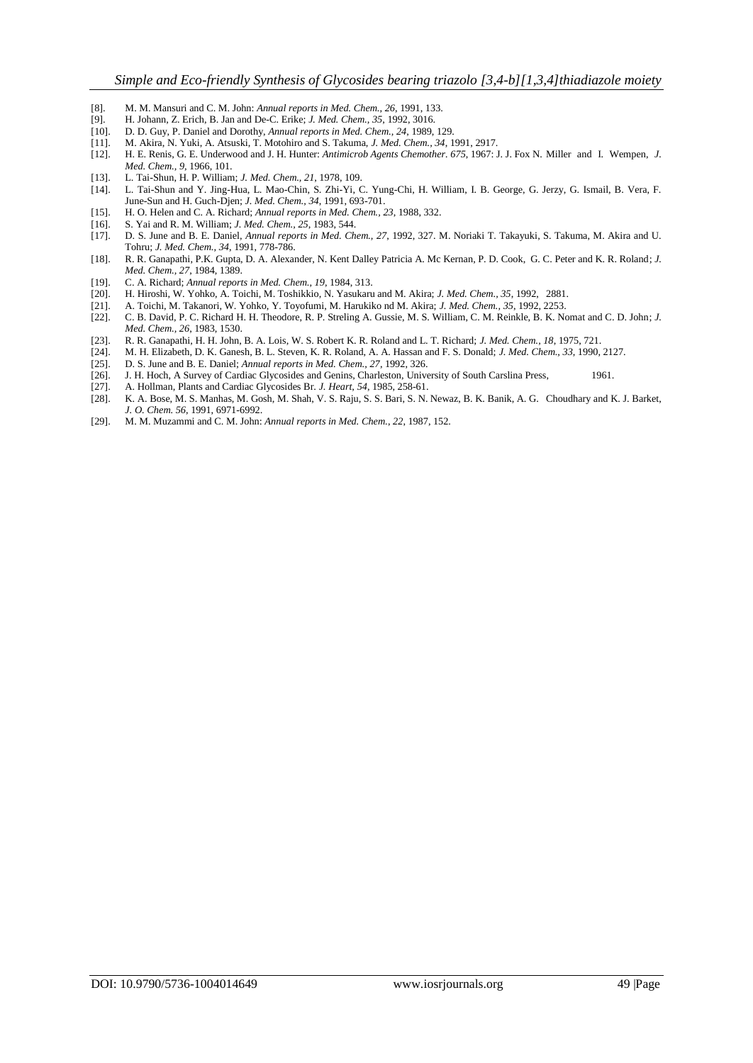[8]. M. M. Mansuri and C. M. John: *Annual reports in Med. Chem., 26*, 1991, 133.
[9]. H. Johann, Z. Erich, B. Jan and De-C. Erike; *J. Med. Chem., 35*, 1992, 3016.
[10]. D. D. Guy, P. Daniel and Dorothy, *Annual reports in Med. Chem., 24*, 1989, 129.
[11]. M. Akira, N. Yuki, A. Atsuski, T. Motohiro and S. Takuma, *J. Med. Chem., 34*, 1991, 2917.
[12]. H. E. Renis, G. E. Underwood and J. H. Hunter: *Antimicrob Agents Chemother. 675*, 1967: J. J. Fox N. Miller and I. Wempen, *J. Med. Chem., 9*, 1966, 101.
[13]. L. Tai-Shun, H. P. William; *J. Med. Chem., 21*, 1978, 109.
[14]. L. Tai-Shun and Y. Jing-Hua, L. Mao-Chin, S. Zhi-Yi, C. Yung-Chi, H. William, I. B. George, G. Jerzy, G. Ismail, B. Vera, F. June-Sun and H. Guch-Djen; *J. Med. Chem., 34*, 1991, 693-701.
[15]. H. O. Helen and C. A. Richard; *Annual reports in Med. Chem., 23*, 1988, 332.
[16]. S. Yai and R. M. William; *J. Med. Chem., 25*, 1983, 544.
[17]. D. S. June and B. E. Daniel, *Annual reports in Med. Chem., 27*, 1992, 327. M. Noriaki T. Takayuki, S. Takuma, M. Akira and U. Tohru; *J. Med. Chem., 34*, 1991, 778-786.
[18]. R. R. Ganapathi, P.K. Gupta, D. A. Alexander, N. Kent Dalley Patricia A. Mc Kernan, P. D. Cook, G. C. Peter and K. R. Roland; *J. Med. Chem., 27*, 1984, 1389.
[19]. C. A. Richard; *Annual reports in Med. Chem., 19*, 1984, 313.
[20]. H. Hiroshi, W. Yohko, A. Toichi, M. Toshikkio, N. Yasukaru and M. Akira; *J. Med. Chem., 35*, 1992, 2881.
[21]. A. Toichi, M. Takanori, W. Yohko, Y. Toyofumi, M. Harukiko nd M. Akira; *J. Med. Chem., 35*, 1992, 2253.
[22]. C. B. David, P. C. Richard H. H. Theodore, R. P. Streling A. Gussie, M. S. William, C. M. Reinkle, B. K. Nomat and C. D. John; *J. Med. Chem., 26*, 1983, 1530.
[23]. R. R. Ganapathi, H. H. John, B. A. Lois, W. S. Robert K. R. Roland and L. T. Richard; *J. Med. Chem., 18*, 1975, 721.
[24]. M. H. Elizabeth, D. K. Ganesh, B. L. Steven, K. R. Roland, A. A. Hassan and F. S. Donald; *J. Med. Chem., 33*, 1990, 2127.
[25]. D. S. June and B. E. Daniel; *Annual reports in Med. Chem., 27*, 1992, 326.
[26]. J. H. Hoch, A Survey of Cardiac Glycosides and Genins, Charleston, University of South Carslina Press, 1961.
[27]. A. Hollman, Plants and Cardiac Glycosides Br. *J. Heart, 54*, 1985, 258-61.
[28]. K. A. Bose, M. S. Manhas, M. Gosh, M. Shah, V. S. Raju, S. S. Bari, S. N. Newaz, B. K. Banik, A. G. Choudhary and K. J. Barket, *J. O. Chem. 56*, 1991, 6971-6992.
[29]. M. M. Muzammi and C. M. John: *Annual reports in Med. Chem., 22*, 1987, 152.